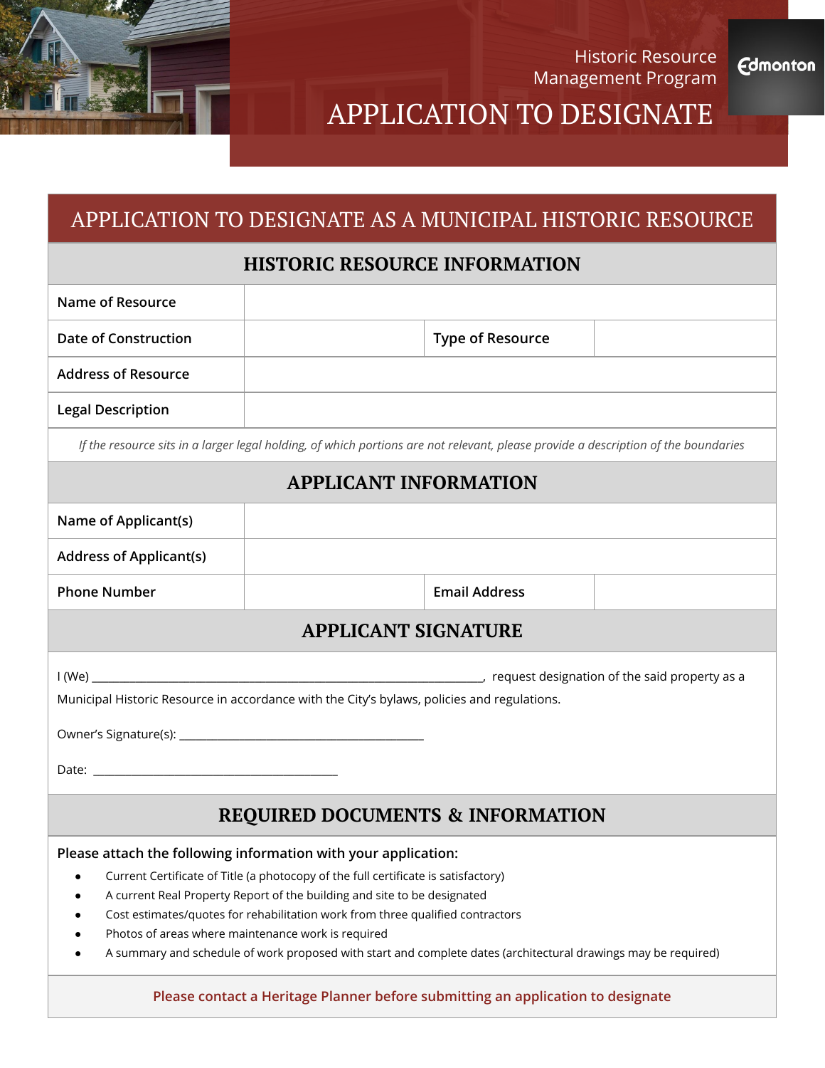Historic Resource Management Program

Edmonton

# APPLICATION TO DESIGNATE

## APPLICATION TO DESIGNATE AS A MUNICIPAL HISTORIC RESOURCE

### HISTORIC RESOURCE INFORMATION

| | | | |
|---|---|---|---|
| Name of Resource | | | |
| Date of Construction | | Type of Resource | |
| Address of Resource | | | |
| Legal Description | | | |

*If the resource sits in a larger legal holding, of which portions are not relevant, please provide a description of the boundaries*

### APPLICANT INFORMATION

| | | | |
|---|---|---|---|
| Name of Applicant(s) | | | |
| Address of Applicant(s) | | | |
| Phone Number | | Email Address | |

### APPLICANT SIGNATURE

I (We) ______________________________________________________________, request designation of the said property as a Municipal Historic Resource in accordance with the City's bylaws, policies and regulations.

Owner's Signature(s): ______________________________________

Date: ______________________________________

### REQUIRED DOCUMENTS & INFORMATION

**Please attach the following information with your application:**

- Current Certificate of Title (a photocopy of the full certificate is satisfactory)
- A current Real Property Report of the building and site to be designated
- Cost estimates/quotes for rehabilitation work from three qualified contractors
- Photos of areas where maintenance work is required
- A summary and schedule of work proposed with start and complete dates (architectural drawings may be required)

**Please contact a Heritage Planner before submitting an application to designate**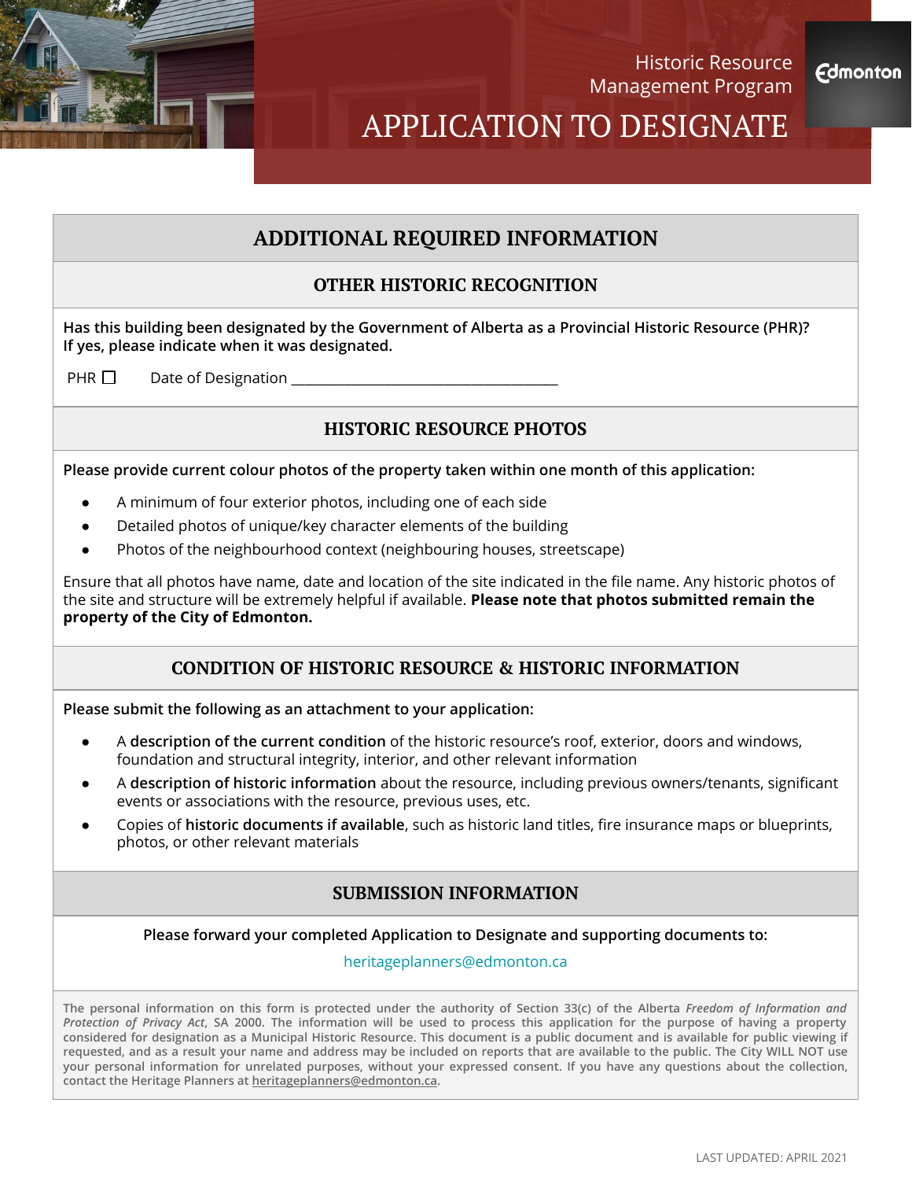Historic Resource Management Program

Edmonton

# APPLICATION TO DESIGNATE

## ADDITIONAL REQUIRED INFORMATION

### OTHER HISTORIC RECOGNITION

**Has this building been designated by the Government of Alberta as a Provincial Historic Resource (PHR)? If yes, please indicate when it was designated.**

PHR ☐  Date of Designation ___________________________________

### HISTORIC RESOURCE PHOTOS

**Please provide current colour photos of the property taken within one month of this application:**

- A minimum of four exterior photos, including one of each side
- Detailed photos of unique/key character elements of the building
- Photos of the neighbourhood context (neighbouring houses, streetscape)

Ensure that all photos have name, date and location of the site indicated in the file name. Any historic photos of the site and structure will be extremely helpful if available. **Please note that photos submitted remain the property of the City of Edmonton.**

### CONDITION OF HISTORIC RESOURCE & HISTORIC INFORMATION

**Please submit the following as an attachment to your application:**

- A **description of the current condition** of the historic resource's roof, exterior, doors and windows, foundation and structural integrity, interior, and other relevant information
- A **description of historic information** about the resource, including previous owners/tenants, significant events or associations with the resource, previous uses, etc.
- Copies of **historic documents if available**, such as historic land titles, fire insurance maps or blueprints, photos, or other relevant materials

### SUBMISSION INFORMATION

**Please forward your completed Application to Designate and supporting documents to:**

heritageplanners@edmonton.ca

The personal information on this form is protected under the authority of Section 33(c) of the Alberta *Freedom of Information and Protection of Privacy Act*, SA 2000. The information will be used to process this application for the purpose of having a property considered for designation as a Municipal Historic Resource. This document is a public document and is available for public viewing if requested, and as a result your name and address may be included on reports that are available to the public. The City WILL NOT use your personal information for unrelated purposes, without your expressed consent. If you have any questions about the collection, contact the Heritage Planners at heritageplanners@edmonton.ca.

LAST UPDATED: APRIL 2021